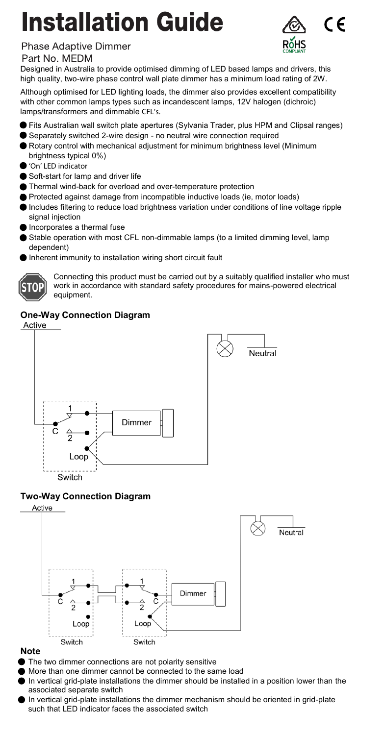# Installation Guide

Phase Adaptive Dimmer

Part No. MEDM

Designed in Australia to provide optimised dimming of LED based lamps and drivers, this high quality, two-wire phase control wall plate dimmer has a minimum load rating of 2W.

Although optimised for LED lighting loads, the dimmer also provides excellent compatibility with other common lamps types such as incandescent lamps, 12V halogen (dichroic) lamps/transformers and dimmable CFL's.

- Fits Australian wall switch plate apertures (Sylvania Trader, plus HPM and Clipsal ranges)
- Separately switched 2-wire design - no neutral wire connection required
- Rotary control with mechanical adjustment for minimum brightness level (Minimum brightness typical 0%)
- 'On' LED indicator
- Soft-start for lamp and driver life
- Thermal wind-back for overload and over-temperature protection
- Protected against damage from incompatible inductive loads (ie, motor loads)
- Includes filtering to reduce load brightness variation under conditions of line voltage ripple signal injection
- Incorporates a thermal fuse
- Stable operation with most CFL non-dimmable lamps (to a limited dimming level, lamp dependent)
- Inherent immunity to installation wiring short circuit fault

Connecting this product must be carried out by a suitably qualified installer who must work in accordance with standard safety procedures for mains-powered electrical equipment.

### One-Way Connection Diagram

Active

Neutral

1

C

2

Loop

Dimmer

Switch

### Two-Way Connection Diagram

Active

Neutral

1

C

2

Loop

Switch

1

C

2

Loop

Dimmer

Switch

### Note

- The two dimmer connections are not polarity sensitive
- More than one dimmer cannot be connected to the same load
- In vertical grid-plate installations the dimmer should be installed in a position lower than the associated separate switch
- In vertical grid-plate installations the dimmer mechanism should be oriented in grid-plate such that LED indicator faces the associated switch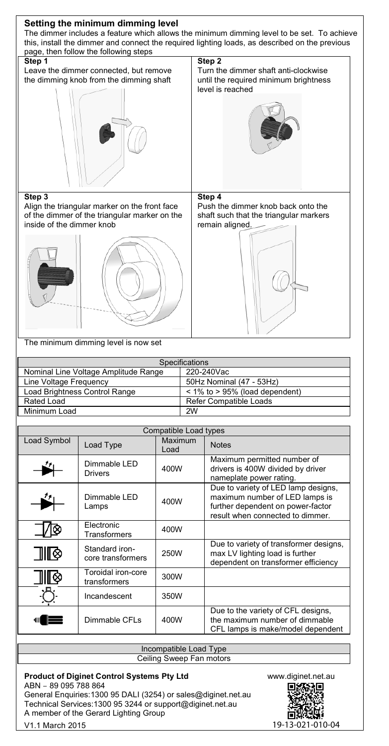## Setting the minimum dimming level

The dimmer includes a feature which allows the minimum dimming level to be set. To achieve this, install the dimmer and connect the required lighting loads, as described on the previous page, then follow the following steps

**Step 1**
Leave the dimmer connected, but remove the dimming knob from the dimming shaft

**Step 2**
Turn the dimmer shaft anti-clockwise until the required minimum brightness level is reached

**Step 3**
Align the triangular marker on the front face of the dimmer of the triangular marker on the inside of the dimmer knob

**Step 4**
Push the dimmer knob back onto the shaft such that the triangular markers remain aligned.

The minimum dimming level is now set

| Specifications | |
|---|---|
| Nominal Line Voltage Amplitude Range | 220-240Vac |
| Line Voltage Frequency | 50Hz Nominal (47 - 53Hz) |
| Load Brightness Control Range | < 1% to > 95% (load dependent) |
| Rated Load | Refer Compatible Loads |
| Minimum Load | 2W |

**Compatible Load types**

| Load Symbol | Load Type | Maximum Load | Notes |
|---|---|---|---|
| | Dimmable LED Drivers | 400W | Maximum permitted number of drivers is 400W divided by driver nameplate power rating. |
| | Dimmable LED Lamps | 400W | Due to variety of LED lamp designs, maximum number of LED lamps is further dependent on power-factor result when connected to dimmer. |
| | Electronic Transformers | 400W | |
| | Standard iron-core transformers | 250W | Due to variety of transformer designs, max LV lighting load is further dependent on transformer efficiency |
| | Toroidal iron-core transformers | 300W | |
| | Incandescent | 350W | |
| | Dimmable CFLs | 400W | Due to the variety of CFL designs, the maximum number of dimmable CFL lamps is make/model dependent |

| Incompatible Load Type |
|---|
| Ceiling Sweep Fan motors |

**Product of Diginet Control Systems Pty Ltd**
ABN – 89 095 788 864
General Enquiries: 1300 95 DALI (3254) or sales@diginet.net.au
Technical Services: 1300 95 3244 or support@diginet.net.au
A member of the Gerard Lighting Group

www.diginet.net.au

V1.1 March 2015

19-13-021-010-04